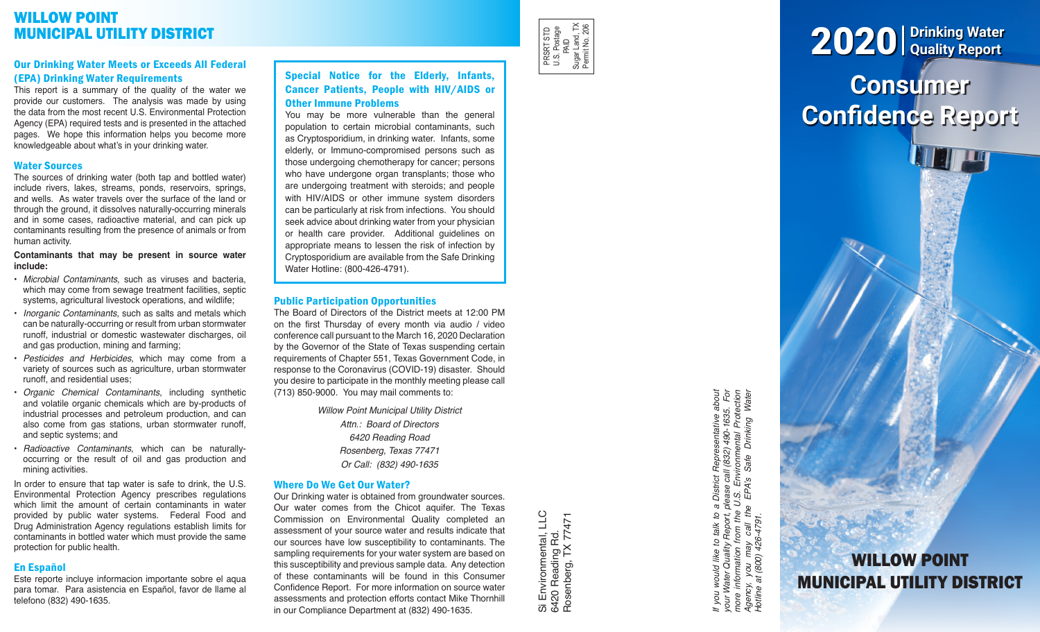# WILLOW POINT MUNICIPAL UTILITY DISTRICT

## Our Drinking Water Meets or Exceeds All Federal (EPA) Drinking Water Requirements

This report is a summary of the quality of the water we provide our customers. The analysis was made by using the data from the most recent U.S. Environmental Protection Agency (EPA) required tests and is presented in the attached pages. We hope this information helps you become more knowledgeable about what's in your drinking water.

## Water Sources

The sources of drinking water (both tap and bottled water) include rivers, lakes, streams, ponds, reservoirs, springs, and wells. As water travels over the surface of the land or through the ground, it dissolves naturally-occurring minerals and in some cases, radioactive material, and can pick up contaminants resulting from the presence of animals or from human activity.

**Contaminants that may be present in source water include:**

- *Microbial Contaminants*, such as viruses and bacteria, which may come from sewage treatment facilities, septic systems, agricultural livestock operations, and wildlife;
- *Inorganic Contaminants*, such as salts and metals which can be naturally-occurring or result from urban stormwater runoff, industrial or domestic wastewater discharges, oil and gas production, mining and farming;
- *Pesticides and Herbicides*, which may come from a variety of sources such as agriculture, urban stormwater runoff, and residential uses;
- *Organic Chemical Contaminants*, including synthetic and volatile organic chemicals which are by-products of industrial processes and petroleum production, and can also come from gas stations, urban stormwater runoff, and septic systems; and
- *Radioactive Contaminants*, which can be naturally-occurring or the result of oil and gas production and mining activities.

In order to ensure that tap water is safe to drink, the U.S. Environmental Protection Agency prescribes regulations which limit the amount of certain contaminants in water provided by public water systems. Federal Food and Drug Administration Agency regulations establish limits for contaminants in bottled water which must provide the same protection for public health.

## En Español

Este reporte incluye informacion importante sobre el aqua para tomar. Para asistencia en Español, favor de llame al telefono (832) 490-1635.

## Special Notice for the Elderly, Infants, Cancer Patients, People with HIV/AIDS or Other Immune Problems

You may be more vulnerable than the general population to certain microbial contaminants, such as Cryptosporidium, in drinking water. Infants, some elderly, or Immuno-compromised persons such as those undergoing chemotherapy for cancer; persons who have undergone organ transplants; those who are undergoing treatment with steroids; and people with HIV/AIDS or other immune system disorders can be particularly at risk from infections. You should seek advice about drinking water from your physician or health care provider. Additional guidelines on appropriate means to lessen the risk of infection by Cryptosporidium are available from the Safe Drinking Water Hotline: (800-426-4791).

## Public Participation Opportunities

The Board of Directors of the District meets at 12:00 PM on the first Thursday of every month via audio / video conference call pursuant to the March 16, 2020 Declaration by the Governor of the State of Texas suspending certain requirements of Chapter 551, Texas Government Code, in response to the Coronavirus (COVID-19) disaster. Should you desire to participate in the monthly meeting please call (713) 850-9000. You may mail comments to:

*Willow Point Municipal Utility District*
*Attn.: Board of Directors*
*6420 Reading Road*
*Rosenberg, Texas 77471*
*Or Call: (832) 490-1635*

## Where Do We Get Our Water?

Our Drinking water is obtained from groundwater sources. Our water comes from the Chicot aquifer. The Texas Commission on Environmental Quality completed an assessment of your source water and results indicate that our sources have low susceptibility to contaminants. The sampling requirements for your water system are based on this susceptibility and previous sample data. Any detection of these contaminants will be found in this Consumer Confidence Report. For more information on source water assessments and protection efforts contact Mike Thornhill in our Compliance Department at (832) 490-1635.

PRSRT STD
U.S. Postage
PAID
Sugar Land, TX
Permit No. 206

Si Environmental, LLC
6420 Reading Rd.
Rosenberg, TX 77471

*If you would like to talk to a District Representative about your Water Quality Report, please call (832) 490-1635. For more information from the U.S. Environmental Protection Agency, you may call the EPA's Safe Drinking Water Hotline at (800) 426-4791.*

# 2020 | Drinking Water Quality Report

# Consumer Confidence Report

## WILLOW POINT MUNICIPAL UTILITY DISTRICT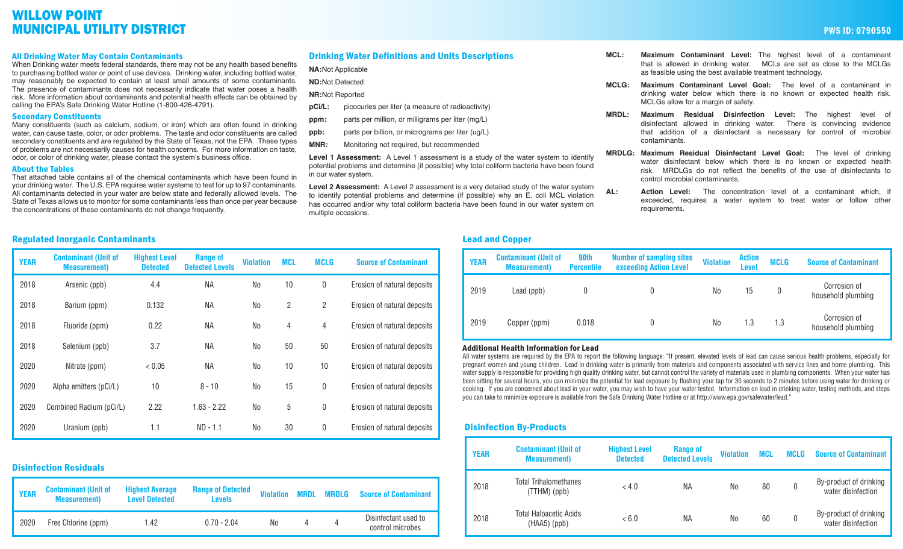# WILLOW POINT MUNICIPAL UTILITY DISTRICT

PWS ID: 0790550

### All Drinking Water May Contain Contaminants

When Drinking water meets federal standards, there may not be any health based benefits to purchasing bottled water or point of use devices. Drinking water, including bottled water, may reasonably be expected to contain at least small amounts of some contaminants. The presence of contaminants does not necessarily indicate that water poses a health risk. More information about contaminants and potential health effects can be obtained by calling the EPA's Safe Drinking Water Hotline (1-800-426-4791).

### Secondary Constituents

Many constituents (such as calcium, sodium, or iron) which are often found in drinking water, can cause taste, color, or odor problems. The taste and odor constituents are called secondary constituents and are regulated by the State of Texas, not the EPA. These types of problems are not necessarily causes for health concerns. For more information on taste, odor, or color of drinking water, please contact the system's business office.

### About the Tables

That attached table contains all of the chemical contaminants which have been found in your drinking water. The U.S. EPA requires water systems to test for up to 97 contaminants. All contaminants detected in your water are below state and federally allowed levels. The State of Texas allows us to monitor for some contaminants less than once per year because the concentrations of these contaminants do not change frequently.

### Drinking Water Definitions and Units Descriptions

**NA:** Not Applicable

**ND:** Not Detected

**NR:** Not Reported

**pCi/L:** picocuries per liter (a measure of radioactivity)

**ppm:** parts per million, or milligrams per liter (mg/L)

**ppb:** parts per billion, or micrograms per liter (ug/L)

**MNR:** Monitoring not required, but recommended

**Level 1 Assessment:** A Level 1 assessment is a study of the water system to identify potential problems and determine (if possible) why total coliform bacteria have been found in our water system.

**Level 2 Assessment:** A Level 2 assessment is a very detailed study of the water system to identify potential problems and determine (if possible) why an E. coli MCL violation has occurred and/or why total coliform bacteria have been found in our water system on multiple occasions.

**MCL:** **Maximum Contaminant Level:** The highest level of a contaminant that is allowed in drinking water. MCLs are set as close to the MCLGs as feasible using the best available treatment technology.

**MCLG:** **Maximum Contaminant Level Goal:** The level of a contaminant in drinking water below which there is no known or expected health risk. MCLGs allow for a margin of safety.

**MRDL:** **Maximum Residual Disinfection Level:** The highest level of disinfectant allowed in drinking water. There is convincing evidence that addition of a disinfectant is necessary for control of microbial contaminants.

**MRDLG:** **Maximum Residual Disinfectant Level Goal:** The level of drinking water disinfectant below which there is no known or expected health risk. MRDLGs do not reflect the benefits of the use of disinfectants to control microbial contaminants.

**AL:** **Action Level:** The concentration level of a contaminant which, if exceeded, requires a water system to treat water or follow other requirements.

### Regulated Inorganic Contaminants

| YEAR | Contaminant (Unit of Measurement) | Highest Level Detected | Range of Detected Levels | Violation | MCL | MCLG | Source of Contaminant |
|---|---|---|---|---|---|---|---|
| 2018 | Arsenic (ppb) | 4.4 | NA | No | 10 | 0 | Erosion of natural deposits |
| 2018 | Barium (ppm) | 0.132 | NA | No | 2 | 2 | Erosion of natural deposits |
| 2018 | Fluoride (ppm) | 0.22 | NA | No | 4 | 4 | Erosion of natural deposits |
| 2018 | Selenium (ppb) | 3.7 | NA | No | 50 | 50 | Erosion of natural deposits |
| 2020 | Nitrate (ppm) | < 0.05 | NA | No | 10 | 10 | Erosion of natural deposits |
| 2020 | Alpha emitters (pCi/L) | 10 | 8 - 10 | No | 15 | 0 | Erosion of natural deposits |
| 2020 | Combined Radium (pCi/L) | 2.22 | 1.63 - 2.22 | No | 5 | 0 | Erosion of natural deposits |
| 2020 | Uranium (ppb) | 1.1 | ND - 1.1 | No | 30 | 0 | Erosion of natural deposits |

### Disinfection Residuals

| YEAR | Contaminant (Unit of Measurement) | Highest Average Level Detected | Range of Detected Levels | Violation | MRDL | MRDLG | Source of Contaminant |
|---|---|---|---|---|---|---|---|
| 2020 | Free Chlorine (ppm) | 1.42 | 0.70 - 2.04 | No | 4 | 4 | Disinfectant used to control microbes |

### Lead and Copper

| YEAR | Contaminant (Unit of Measurement) | 90th Percentile | Number of sampling sites exceeding Action Level | Violation | Action Level | MCLG | Source of Contaminant |
|---|---|---|---|---|---|---|---|
| 2019 | Lead (ppb) | 0 | 0 | No | 15 | 0 | Corrosion of household plumbing |
| 2019 | Copper (ppm) | 0.018 | 0 | No | 1.3 | 1.3 | Corrosion of household plumbing |

#### Additional Health Information for Lead

All water systems are required by the EPA to report the following language: "If present, elevated levels of lead can cause serious health problems, especially for pregnant women and young children. Lead in drinking water is primarily from materials and components associated with service lines and home plumbing. This water supply is responsible for providing high quality drinking water, but cannot control the variety of materials used in plumbing components. When your water has been sitting for several hours, you can minimize the potential for lead exposure by flushing your tap for 30 seconds to 2 minutes before using water for drinking or cooking. If you are concerned about lead in your water, you may wish to have your water tested. Information on lead in drinking water, testing methods, and steps you can take to minimize exposure is available from the Safe Drinking Water Hotline or at http://www.epa.gov/safewater/lead."

### Disinfection By-Products

| YEAR | Contaminant (Unit of Measurement) | Highest Level Detected | Range of Detected Levels | Violation | MCL | MCLG | Source of Contaminant |
|---|---|---|---|---|---|---|---|
| 2018 | Total Trihalomethanes (TTHM) (ppb) | < 4.0 | NA | No | 80 | 0 | By-product of drinking water disinfection |
| 2018 | Total Haloacetic Acids (HAA5) (ppb) | < 6.0 | NA | No | 60 | 0 | By-product of drinking water disinfection |